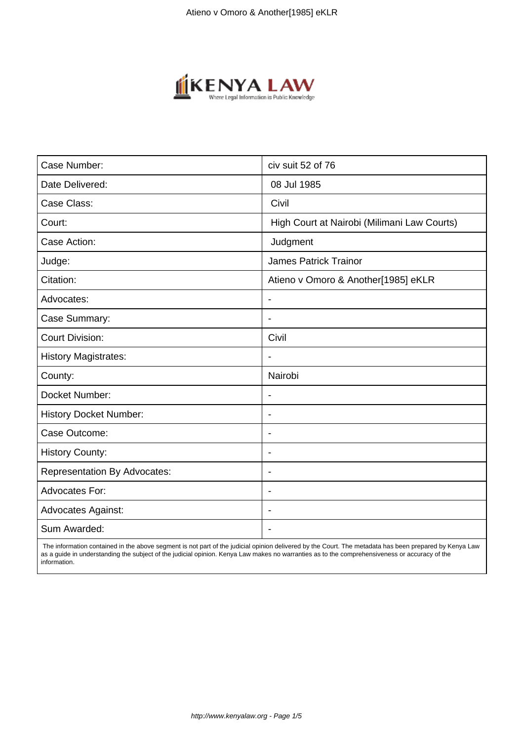| Case Number: | civ suit 52 of 76 |
|---|---|
| Date Delivered: | 08 Jul 1985 |
| Case Class: | Civil |
| Court: | High Court at Nairobi (Milimani Law Courts) |
| Case Action: | Judgment |
| Judge: | James Patrick Trainor |
| Citation: | Atieno v Omoro & Another[1985] eKLR |
| Advocates: | - |
| Case Summary: | - |
| Court Division: | Civil |
| History Magistrates: | - |
| County: | Nairobi |
| Docket Number: | - |
| History Docket Number: | - |
| Case Outcome: | - |
| History County: | - |
| Representation By Advocates: | - |
| Advocates For: | - |
| Advocates Against: | - |
| Sum Awarded: | - |

The information contained in the above segment is not part of the judicial opinion delivered by the Court. The metadata has been prepared by Kenya Law as a guide in understanding the subject of the judicial opinion. Kenya Law makes no warranties as to the comprehensiveness or accuracy of the information.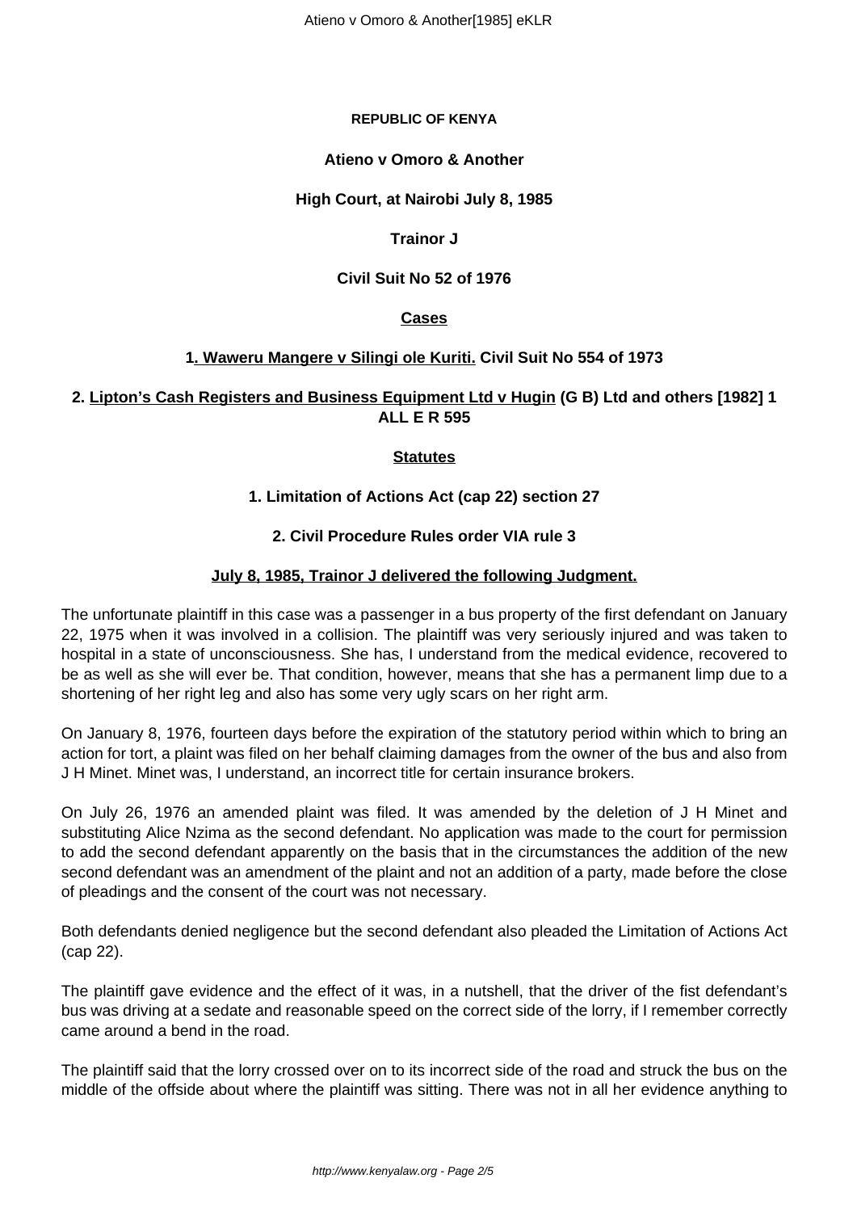**REPUBLIC OF KENYA**

**Atieno v Omoro & Another**

**High Court, at Nairobi July 8, 1985**

**Trainor J**

**Civil Suit No 52 of 1976**

**Cases**

**1. Waweru Mangere v Silingi ole Kuriti. Civil Suit No 554 of 1973**

**2. Lipton's Cash Registers and Business Equipment Ltd v Hugin (G B) Ltd and others [1982] 1 ALL E R 595**

**Statutes**

**1. Limitation of Actions Act (cap 22) section 27**

**2. Civil Procedure Rules order VIA rule 3**

**July 8, 1985, Trainor J delivered the following Judgment.**

The unfortunate plaintiff in this case was a passenger in a bus property of the first defendant on January 22, 1975 when it was involved in a collision. The plaintiff was very seriously injured and was taken to hospital in a state of unconsciousness. She has, I understand from the medical evidence, recovered to be as well as she will ever be. That condition, however, means that she has a permanent limp due to a shortening of her right leg and also has some very ugly scars on her right arm.

On January 8, 1976, fourteen days before the expiration of the statutory period within which to bring an action for tort, a plaint was filed on her behalf claiming damages from the owner of the bus and also from J H Minet. Minet was, I understand, an incorrect title for certain insurance brokers.

On July 26, 1976 an amended plaint was filed. It was amended by the deletion of J H Minet and substituting Alice Nzima as the second defendant. No application was made to the court for permission to add the second defendant apparently on the basis that in the circumstances the addition of the new second defendant was an amendment of the plaint and not an addition of a party, made before the close of pleadings and the consent of the court was not necessary.

Both defendants denied negligence but the second defendant also pleaded the Limitation of Actions Act (cap 22).

The plaintiff gave evidence and the effect of it was, in a nutshell, that the driver of the fist defendant's bus was driving at a sedate and reasonable speed on the correct side of the lorry, if I remember correctly came around a bend in the road.

The plaintiff said that the lorry crossed over on to its incorrect side of the road and struck the bus on the middle of the offside about where the plaintiff was sitting. There was not in all her evidence anything to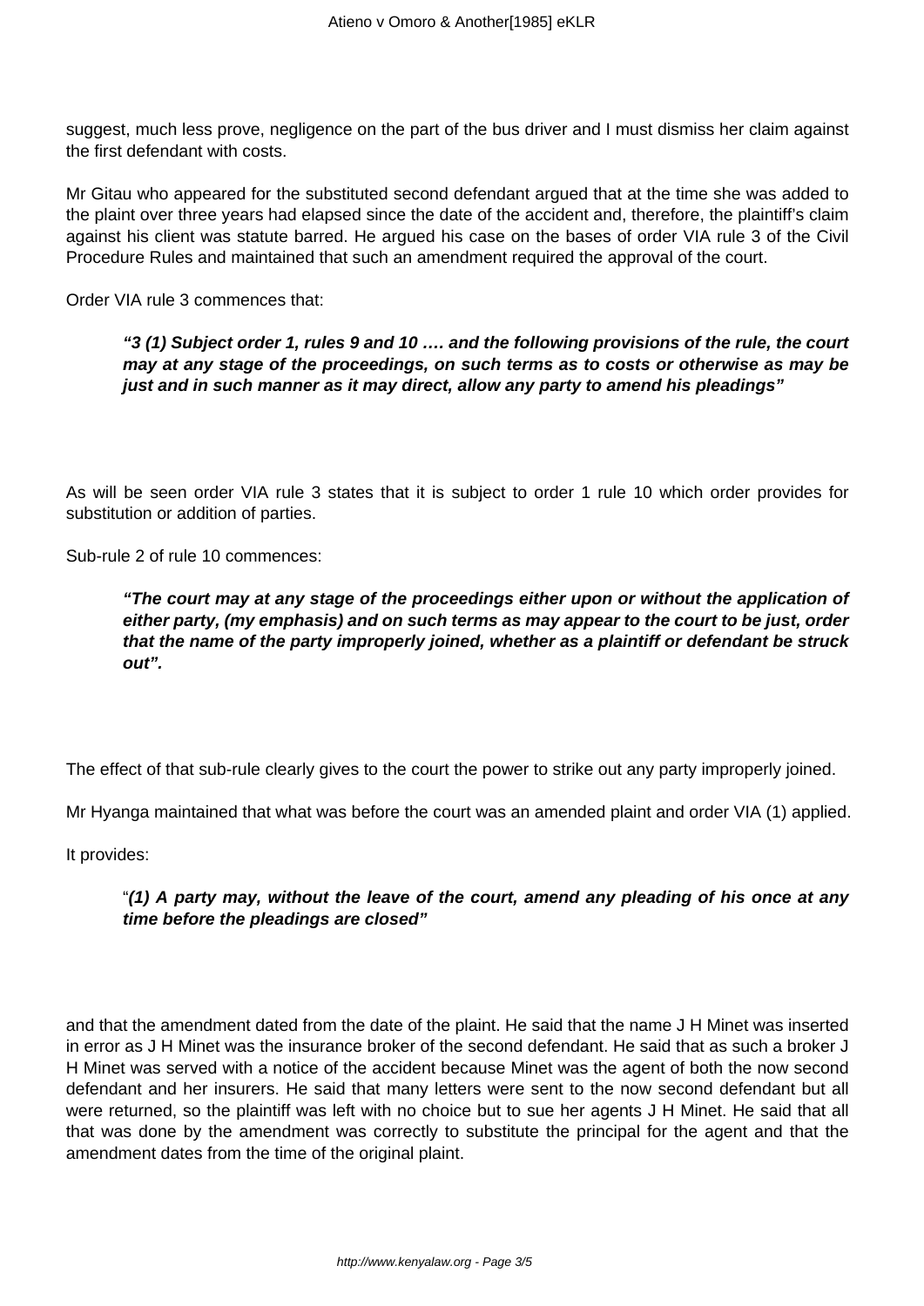suggest, much less prove, negligence on the part of the bus driver and I must dismiss her claim against the first defendant with costs.

Mr Gitau who appeared for the substituted second defendant argued that at the time she was added to the plaint over three years had elapsed since the date of the accident and, therefore, the plaintiff's claim against his client was statute barred. He argued his case on the bases of order VIA rule 3 of the Civil Procedure Rules and maintained that such an amendment required the approval of the court.

Order VIA rule 3 commences that:

> ***"3 (1) Subject order 1, rules 9 and 10 …. and the following provisions of the rule, the court may at any stage of the proceedings, on such terms as to costs or otherwise as may be just and in such manner as it may direct, allow any party to amend his pleadings"***

As will be seen order VIA rule 3 states that it is subject to order 1 rule 10 which order provides for substitution or addition of parties.

Sub-rule 2 of rule 10 commences:

> ***"The court may at any stage of the proceedings either upon or without the application of either party, (my emphasis) and on such terms as may appear to the court to be just, order that the name of the party improperly joined, whether as a plaintiff or defendant be struck out".***

The effect of that sub-rule clearly gives to the court the power to strike out any party improperly joined.

Mr Hyanga maintained that what was before the court was an amended plaint and order VIA (1) applied.

It provides:

> "***(1) A party may, without the leave of the court, amend any pleading of his once at any time before the pleadings are closed"***

and that the amendment dated from the date of the plaint. He said that the name J H Minet was inserted in error as J H Minet was the insurance broker of the second defendant. He said that as such a broker J H Minet was served with a notice of the accident because Minet was the agent of both the now second defendant and her insurers. He said that many letters were sent to the now second defendant but all were returned, so the plaintiff was left with no choice but to sue her agents J H Minet. He said that all that was done by the amendment was correctly to substitute the principal for the agent and that the amendment dates from the time of the original plaint.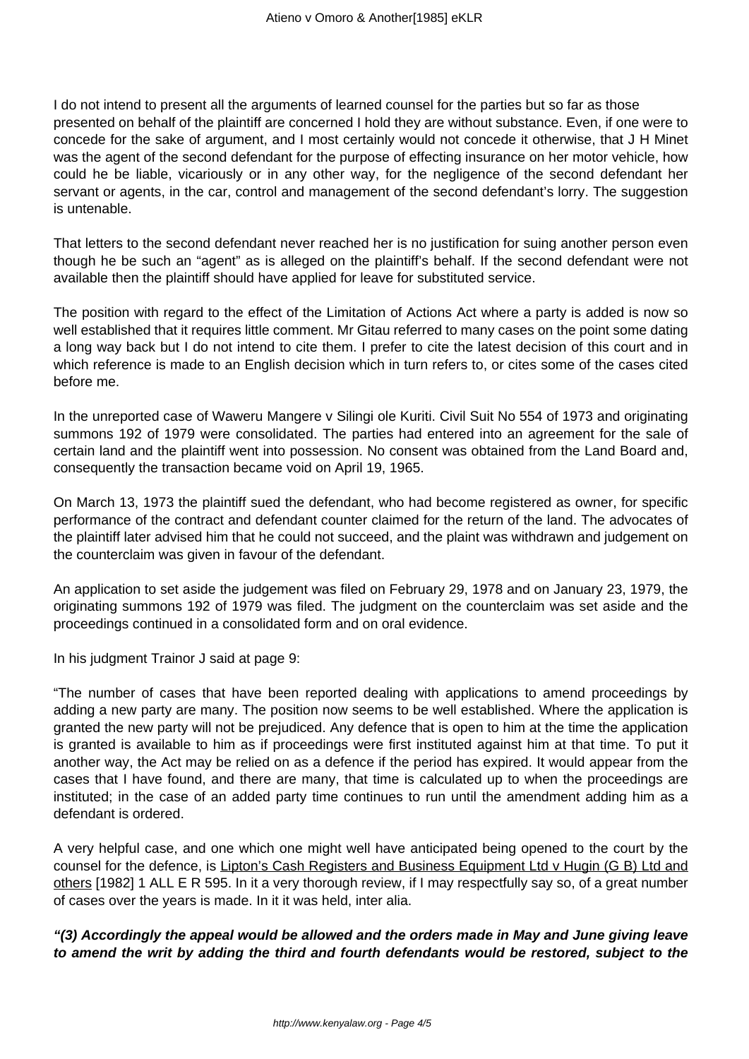I do not intend to present all the arguments of learned counsel for the parties but so far as those presented on behalf of the plaintiff are concerned I hold they are without substance. Even, if one were to concede for the sake of argument, and I most certainly would not concede it otherwise, that J H Minet was the agent of the second defendant for the purpose of effecting insurance on her motor vehicle, how could he be liable, vicariously or in any other way, for the negligence of the second defendant her servant or agents, in the car, control and management of the second defendant's lorry. The suggestion is untenable.

That letters to the second defendant never reached her is no justification for suing another person even though he be such an "agent" as is alleged on the plaintiff's behalf. If the second defendant were not available then the plaintiff should have applied for leave for substituted service.

The position with regard to the effect of the Limitation of Actions Act where a party is added is now so well established that it requires little comment. Mr Gitau referred to many cases on the point some dating a long way back but I do not intend to cite them. I prefer to cite the latest decision of this court and in which reference is made to an English decision which in turn refers to, or cites some of the cases cited before me.

In the unreported case of Waweru Mangere v Silingi ole Kuriti. Civil Suit No 554 of 1973 and originating summons 192 of 1979 were consolidated. The parties had entered into an agreement for the sale of certain land and the plaintiff went into possession. No consent was obtained from the Land Board and, consequently the transaction became void on April 19, 1965.

On March 13, 1973 the plaintiff sued the defendant, who had become registered as owner, for specific performance of the contract and defendant counter claimed for the return of the land. The advocates of the plaintiff later advised him that he could not succeed, and the plaint was withdrawn and judgement on the counterclaim was given in favour of the defendant.

An application to set aside the judgement was filed on February 29, 1978 and on January 23, 1979, the originating summons 192 of 1979 was filed. The judgment on the counterclaim was set aside and the proceedings continued in a consolidated form and on oral evidence.

In his judgment Trainor J said at page 9:

"The number of cases that have been reported dealing with applications to amend proceedings by adding a new party are many. The position now seems to be well established. Where the application is granted the new party will not be prejudiced. Any defence that is open to him at the time the application is granted is available to him as if proceedings were first instituted against him at that time. To put it another way, the Act may be relied on as a defence if the period has expired. It would appear from the cases that I have found, and there are many, that time is calculated up to when the proceedings are instituted; in the case of an added party time continues to run until the amendment adding him as a defendant is ordered.

A very helpful case, and one which one might well have anticipated being opened to the court by the counsel for the defence, is Lipton's Cash Registers and Business Equipment Ltd v Hugin (G B) Ltd and others [1982] 1 ALL E R 595. In it a very thorough review, if I may respectfully say so, of a great number of cases over the years is made. In it it was held, inter alia.

***"(3) Accordingly the appeal would be allowed and the orders made in May and June giving leave to amend the writ by adding the third and fourth defendants would be restored, subject to the***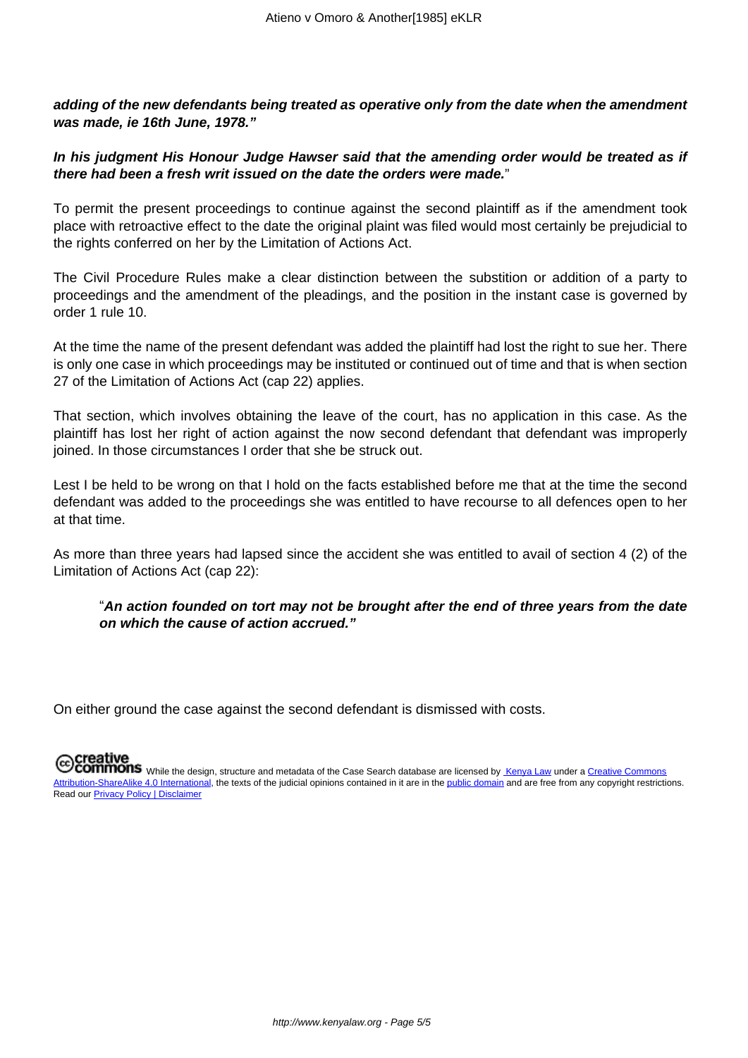**adding of the new defendants being treated as operative only from the date when the amendment was made, ie 16th June, 1978."**

**In his judgment His Honour Judge Hawser said that the amending order would be treated as if there had been a fresh writ issued on the date the orders were made.**"

To permit the present proceedings to continue against the second plaintiff as if the amendment took place with retroactive effect to the date the original plaint was filed would most certainly be prejudicial to the rights conferred on her by the Limitation of Actions Act.

The Civil Procedure Rules make a clear distinction between the substition or addition of a party to proceedings and the amendment of the pleadings, and the position in the instant case is governed by order 1 rule 10.

At the time the name of the present defendant was added the plaintiff had lost the right to sue her. There is only one case in which proceedings may be instituted or continued out of time and that is when section 27 of the Limitation of Actions Act (cap 22) applies.

That section, which involves obtaining the leave of the court, has no application in this case. As the plaintiff has lost her right of action against the now second defendant that defendant was improperly joined. In those circumstances I order that she be struck out.

Lest I be held to be wrong on that I hold on the facts established before me that at the time the second defendant was added to the proceedings she was entitled to have recourse to all defences open to her at that time.

As more than three years had lapsed since the accident she was entitled to avail of section 4 (2) of the Limitation of Actions Act (cap 22):

> "**An action founded on tort may not be brought after the end of three years from the date on which the cause of action accrued."**

On either ground the case against the second defendant is dismissed with costs.

While the design, structure and metadata of the Case Search database are licensed by Kenya Law under a Creative Commons Attribution-ShareAlike 4.0 International, the texts of the judicial opinions contained in it are in the public domain and are free from any copyright restrictions. Read our Privacy Policy | Disclaimer